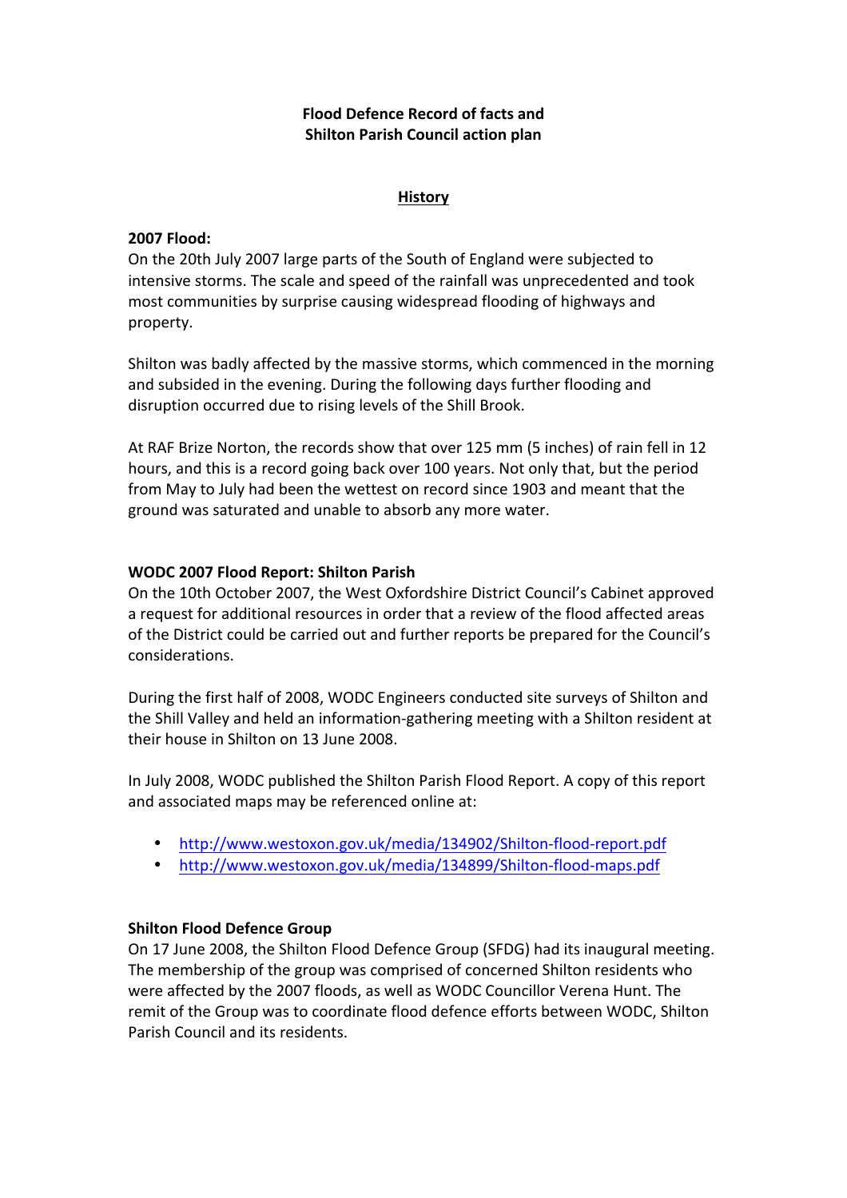**Flood Defence Record of facts and Shilton Parish Council action plan**

## History

### 2007 Flood:

On the 20th July 2007 large parts of the South of England were subjected to intensive storms. The scale and speed of the rainfall was unprecedented and took most communities by surprise causing widespread flooding of highways and property.

Shilton was badly affected by the massive storms, which commenced in the morning and subsided in the evening. During the following days further flooding and disruption occurred due to rising levels of the Shill Brook.

At RAF Brize Norton, the records show that over 125 mm (5 inches) of rain fell in 12 hours, and this is a record going back over 100 years. Not only that, but the period from May to July had been the wettest on record since 1903 and meant that the ground was saturated and unable to absorb any more water.

### WODC 2007 Flood Report: Shilton Parish

On the 10th October 2007, the West Oxfordshire District Council's Cabinet approved a request for additional resources in order that a review of the flood affected areas of the District could be carried out and further reports be prepared for the Council's considerations.

During the first half of 2008, WODC Engineers conducted site surveys of Shilton and the Shill Valley and held an information-gathering meeting with a Shilton resident at their house in Shilton on 13 June 2008.

In July 2008, WODC published the Shilton Parish Flood Report. A copy of this report and associated maps may be referenced online at:

- http://www.westoxon.gov.uk/media/134902/Shilton-flood-report.pdf
- http://www.westoxon.gov.uk/media/134899/Shilton-flood-maps.pdf

### Shilton Flood Defence Group

On 17 June 2008, the Shilton Flood Defence Group (SFDG) had its inaugural meeting. The membership of the group was comprised of concerned Shilton residents who were affected by the 2007 floods, as well as WODC Councillor Verena Hunt. The remit of the Group was to coordinate flood defence efforts between WODC, Shilton Parish Council and its residents.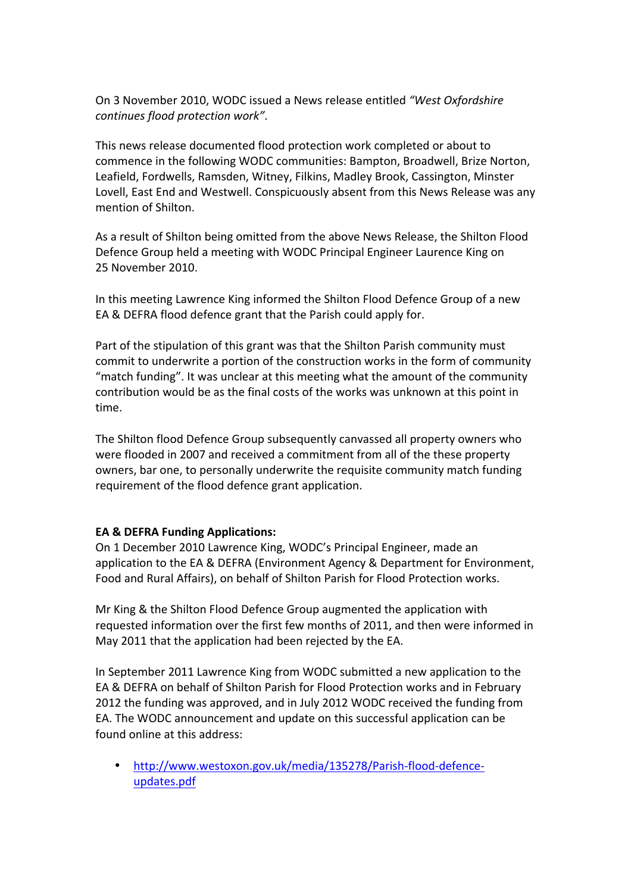On 3 November 2010, WODC issued a News release entitled *"West Oxfordshire continues flood protection work"*.

This news release documented flood protection work completed or about to commence in the following WODC communities: Bampton, Broadwell, Brize Norton, Leafield, Fordwells, Ramsden, Witney, Filkins, Madley Brook, Cassington, Minster Lovell, East End and Westwell. Conspicuously absent from this News Release was any mention of Shilton.

As a result of Shilton being omitted from the above News Release, the Shilton Flood Defence Group held a meeting with WODC Principal Engineer Laurence King on 25 November 2010.

In this meeting Lawrence King informed the Shilton Flood Defence Group of a new EA & DEFRA flood defence grant that the Parish could apply for.

Part of the stipulation of this grant was that the Shilton Parish community must commit to underwrite a portion of the construction works in the form of community "match funding". It was unclear at this meeting what the amount of the community contribution would be as the final costs of the works was unknown at this point in time.

The Shilton flood Defence Group subsequently canvassed all property owners who were flooded in 2007 and received a commitment from all of the these property owners, bar one, to personally underwrite the requisite community match funding requirement of the flood defence grant application.

**EA & DEFRA Funding Applications:**
On 1 December 2010 Lawrence King, WODC's Principal Engineer, made an application to the EA & DEFRA (Environment Agency & Department for Environment, Food and Rural Affairs), on behalf of Shilton Parish for Flood Protection works.

Mr King & the Shilton Flood Defence Group augmented the application with requested information over the first few months of 2011, and then were informed in May 2011 that the application had been rejected by the EA.

In September 2011 Lawrence King from WODC submitted a new application to the EA & DEFRA on behalf of Shilton Parish for Flood Protection works and in February 2012 the funding was approved, and in July 2012 WODC received the funding from EA. The WODC announcement and update on this successful application can be found online at this address:

- http://www.westoxon.gov.uk/media/135278/Parish-flood-defence-updates.pdf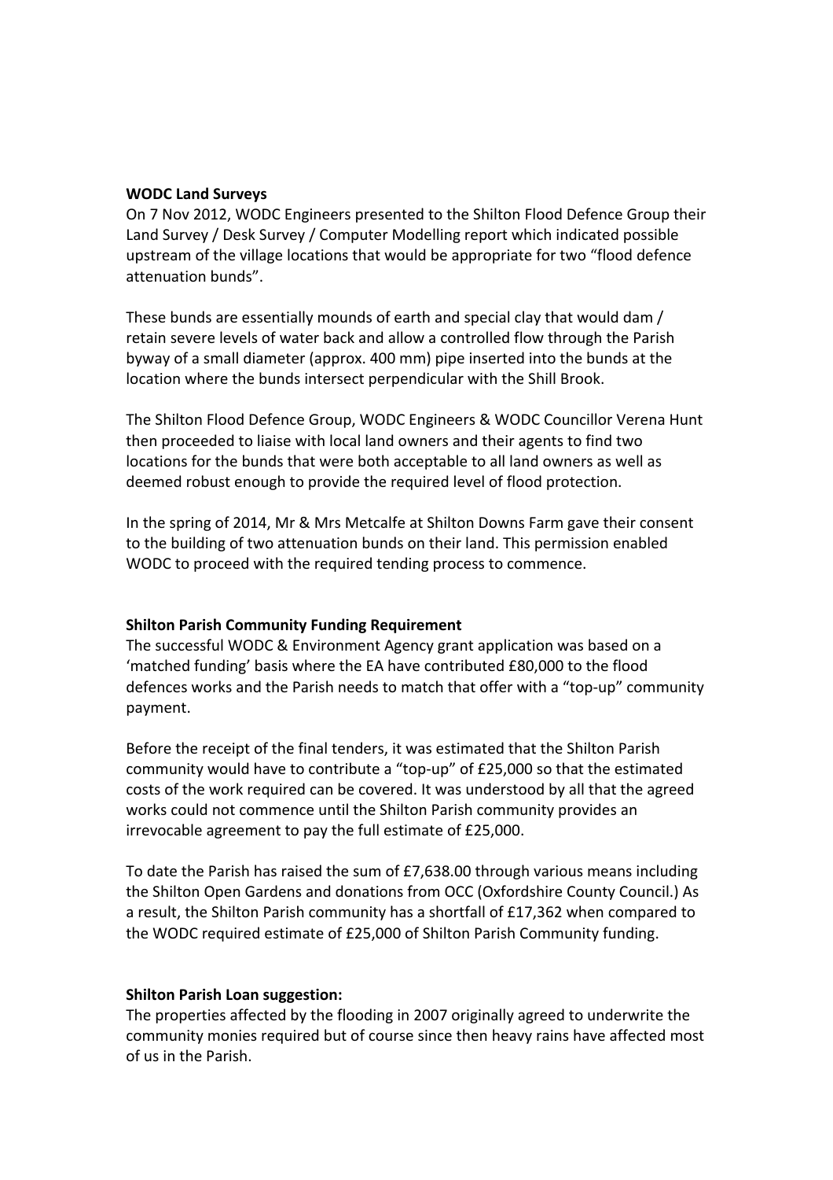**WODC Land Surveys**

On 7 Nov 2012, WODC Engineers presented to the Shilton Flood Defence Group their Land Survey / Desk Survey / Computer Modelling report which indicated possible upstream of the village locations that would be appropriate for two "flood defence attenuation bunds".

These bunds are essentially mounds of earth and special clay that would dam / retain severe levels of water back and allow a controlled flow through the Parish byway of a small diameter (approx. 400 mm) pipe inserted into the bunds at the location where the bunds intersect perpendicular with the Shill Brook.

The Shilton Flood Defence Group, WODC Engineers & WODC Councillor Verena Hunt then proceeded to liaise with local land owners and their agents to find two locations for the bunds that were both acceptable to all land owners as well as deemed robust enough to provide the required level of flood protection.

In the spring of 2014, Mr & Mrs Metcalfe at Shilton Downs Farm gave their consent to the building of two attenuation bunds on their land. This permission enabled WODC to proceed with the required tending process to commence.

**Shilton Parish Community Funding Requirement**

The successful WODC & Environment Agency grant application was based on a 'matched funding' basis where the EA have contributed £80,000 to the flood defences works and the Parish needs to match that offer with a "top-up" community payment.

Before the receipt of the final tenders, it was estimated that the Shilton Parish community would have to contribute a "top-up" of £25,000 so that the estimated costs of the work required can be covered. It was understood by all that the agreed works could not commence until the Shilton Parish community provides an irrevocable agreement to pay the full estimate of £25,000.

To date the Parish has raised the sum of £7,638.00 through various means including the Shilton Open Gardens and donations from OCC (Oxfordshire County Council.) As a result, the Shilton Parish community has a shortfall of £17,362 when compared to the WODC required estimate of £25,000 of Shilton Parish Community funding.

**Shilton Parish Loan suggestion:**

The properties affected by the flooding in 2007 originally agreed to underwrite the community monies required but of course since then heavy rains have affected most of us in the Parish.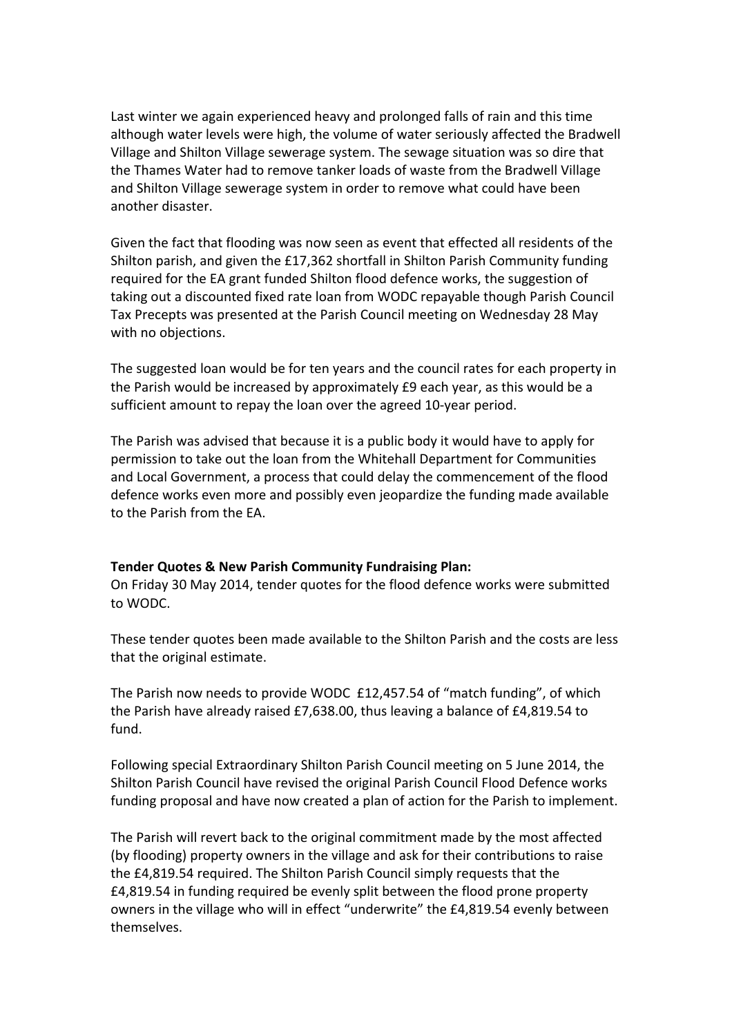Last winter we again experienced heavy and prolonged falls of rain and this time although water levels were high, the volume of water seriously affected the Bradwell Village and Shilton Village sewerage system. The sewage situation was so dire that the Thames Water had to remove tanker loads of waste from the Bradwell Village and Shilton Village sewerage system in order to remove what could have been another disaster.

Given the fact that flooding was now seen as event that effected all residents of the Shilton parish, and given the £17,362 shortfall in Shilton Parish Community funding required for the EA grant funded Shilton flood defence works, the suggestion of taking out a discounted fixed rate loan from WODC repayable though Parish Council Tax Precepts was presented at the Parish Council meeting on Wednesday 28 May with no objections.

The suggested loan would be for ten years and the council rates for each property in the Parish would be increased by approximately £9 each year, as this would be a sufficient amount to repay the loan over the agreed 10-year period.

The Parish was advised that because it is a public body it would have to apply for permission to take out the loan from the Whitehall Department for Communities and Local Government, a process that could delay the commencement of the flood defence works even more and possibly even jeopardize the funding made available to the Parish from the EA.

**Tender Quotes & New Parish Community Fundraising Plan:**
On Friday 30 May 2014, tender quotes for the flood defence works were submitted to WODC.

These tender quotes been made available to the Shilton Parish and the costs are less that the original estimate.

The Parish now needs to provide WODC £12,457.54 of "match funding", of which the Parish have already raised £7,638.00, thus leaving a balance of £4,819.54 to fund.

Following special Extraordinary Shilton Parish Council meeting on 5 June 2014, the Shilton Parish Council have revised the original Parish Council Flood Defence works funding proposal and have now created a plan of action for the Parish to implement.

The Parish will revert back to the original commitment made by the most affected (by flooding) property owners in the village and ask for their contributions to raise the £4,819.54 required. The Shilton Parish Council simply requests that the £4,819.54 in funding required be evenly split between the flood prone property owners in the village who will in effect "underwrite" the £4,819.54 evenly between themselves.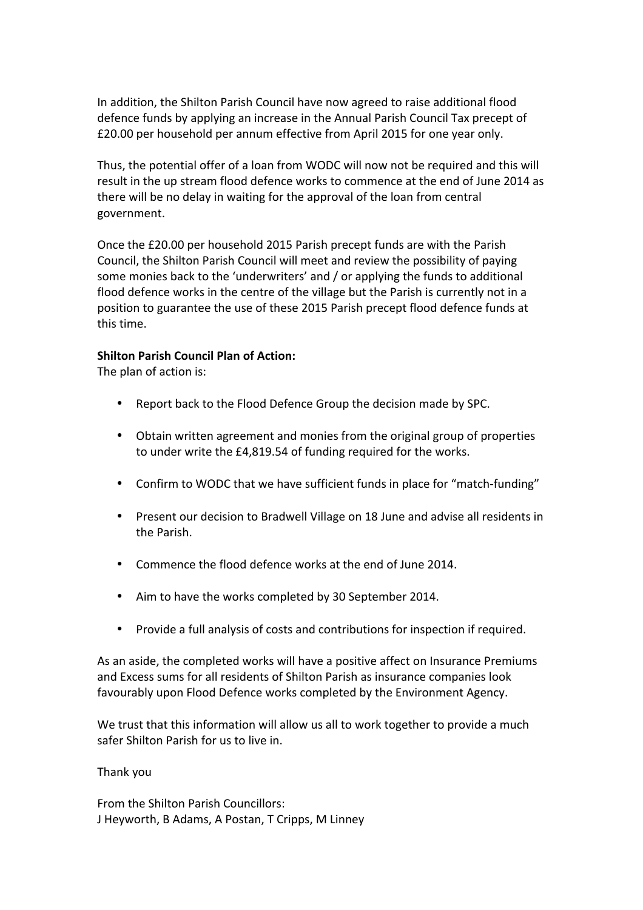In addition, the Shilton Parish Council have now agreed to raise additional flood defence funds by applying an increase in the Annual Parish Council Tax precept of £20.00 per household per annum effective from April 2015 for one year only.

Thus, the potential offer of a loan from WODC will now not be required and this will result in the up stream flood defence works to commence at the end of June 2014 as there will be no delay in waiting for the approval of the loan from central government.

Once the £20.00 per household 2015 Parish precept funds are with the Parish Council, the Shilton Parish Council will meet and review the possibility of paying some monies back to the 'underwriters' and / or applying the funds to additional flood defence works in the centre of the village but the Parish is currently not in a position to guarantee the use of these 2015 Parish precept flood defence funds at this time.

**Shilton Parish Council Plan of Action:**
The plan of action is:

- Report back to the Flood Defence Group the decision made by SPC.
- Obtain written agreement and monies from the original group of properties to under write the £4,819.54 of funding required for the works.
- Confirm to WODC that we have sufficient funds in place for "match-funding"
- Present our decision to Bradwell Village on 18 June and advise all residents in the Parish.
- Commence the flood defence works at the end of June 2014.
- Aim to have the works completed by 30 September 2014.
- Provide a full analysis of costs and contributions for inspection if required.

As an aside, the completed works will have a positive affect on Insurance Premiums and Excess sums for all residents of Shilton Parish as insurance companies look favourably upon Flood Defence works completed by the Environment Agency.

We trust that this information will allow us all to work together to provide a much safer Shilton Parish for us to live in.

Thank you

From the Shilton Parish Councillors:
J Heyworth, B Adams, A Postan, T Cripps, M Linney